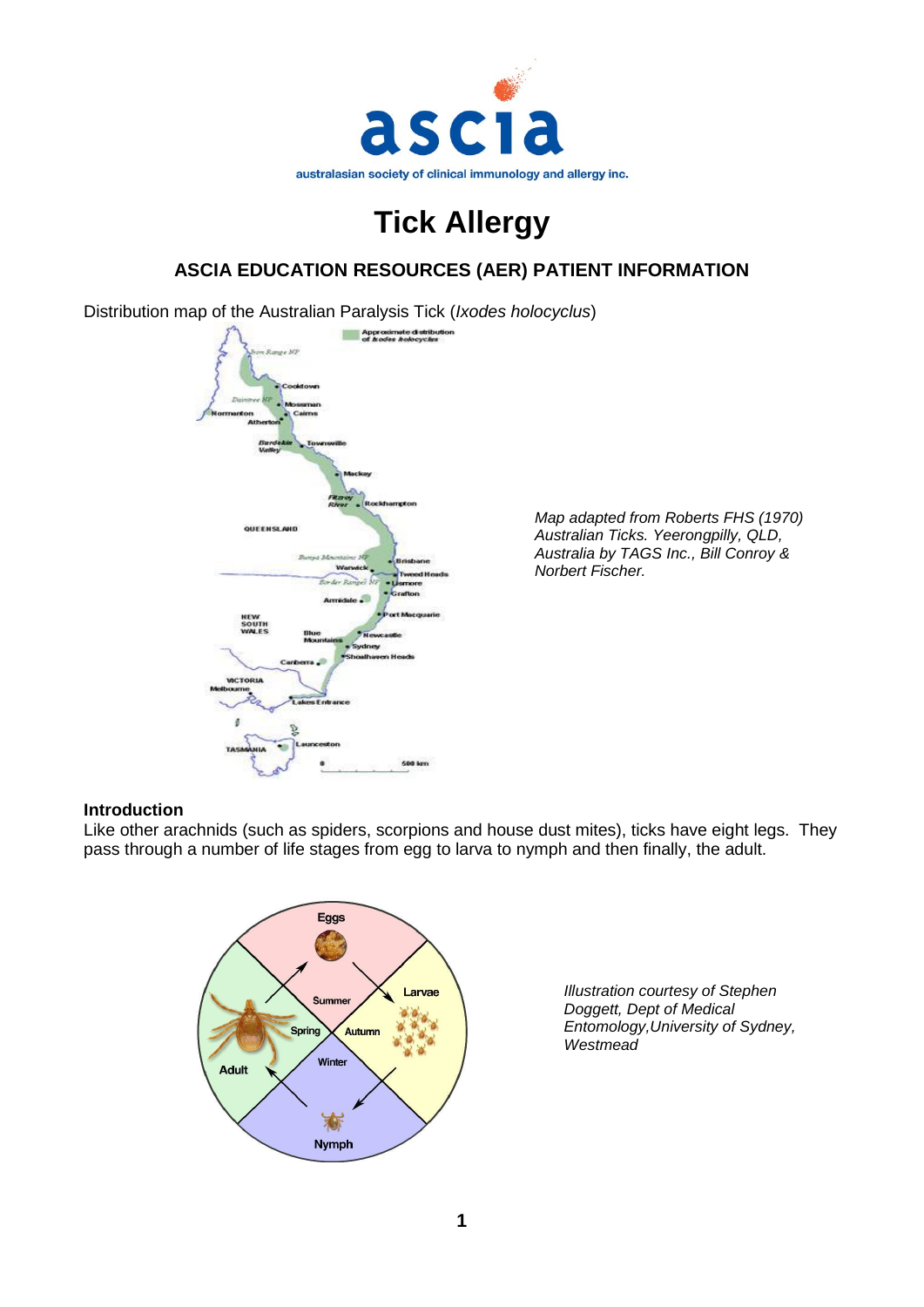# Tick Allergy

## ASCIA EDUCATION RESOURCES (AER) PATIENT INFORMATION

Distribution map of the Australian Paralysis Tick (*Ixodes holocyclus*)

*Map adapted from Roberts FHS (1970) Australian Ticks. Yeerongpilly, QLD, Australia by TAGS Inc., Bill Conroy & Norbert Fischer.*

### Introduction

Like other arachnids (such as spiders, scorpions and house dust mites), ticks have eight legs. They pass through a number of life stages from egg to larva to nymph and then finally, the adult.

*Illustration courtesy of Stephen Doggett, Dept of Medical Entomology, University of Sydney, Westmead*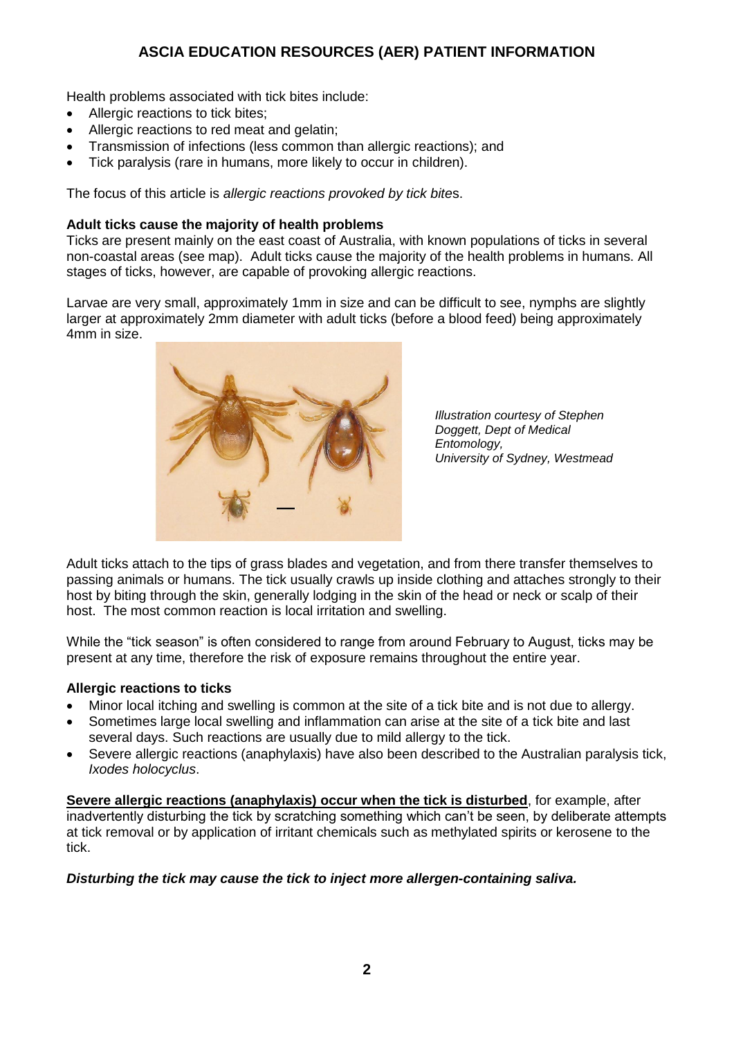Health problems associated with tick bites include:

- Allergic reactions to tick bites;
- Allergic reactions to red meat and gelatin;
- Transmission of infections (less common than allergic reactions); and
- Tick paralysis (rare in humans, more likely to occur in children).

The focus of this article is *allergic reactions provoked by tick bites*.

**Adult ticks cause the majority of health problems**

Ticks are present mainly on the east coast of Australia, with known populations of ticks in several non-coastal areas (see map). Adult ticks cause the majority of the health problems in humans. All stages of ticks, however, are capable of provoking allergic reactions.

Larvae are very small, approximately 1mm in size and can be difficult to see, nymphs are slightly larger at approximately 2mm diameter with adult ticks (before a blood feed) being approximately 4mm in size.

*Illustration courtesy of Stephen Doggett, Dept of Medical Entomology, University of Sydney, Westmead*

Adult ticks attach to the tips of grass blades and vegetation, and from there transfer themselves to passing animals or humans. The tick usually crawls up inside clothing and attaches strongly to their host by biting through the skin, generally lodging in the skin of the head or neck or scalp of their host. The most common reaction is local irritation and swelling.

While the "tick season" is often considered to range from around February to August, ticks may be present at any time, therefore the risk of exposure remains throughout the entire year.

**Allergic reactions to ticks**

- Minor local itching and swelling is common at the site of a tick bite and is not due to allergy.
- Sometimes large local swelling and inflammation can arise at the site of a tick bite and last several days. Such reactions are usually due to mild allergy to the tick.
- Severe allergic reactions (anaphylaxis) have also been described to the Australian paralysis tick, *Ixodes holocyclus*.

**Severe allergic reactions (anaphylaxis) occur when the tick is disturbed**, for example, after inadvertently disturbing the tick by scratching something which can't be seen, by deliberate attempts at tick removal or by application of irritant chemicals such as methylated spirits or kerosene to the tick.

***Disturbing the tick may cause the tick to inject more allergen-containing saliva.***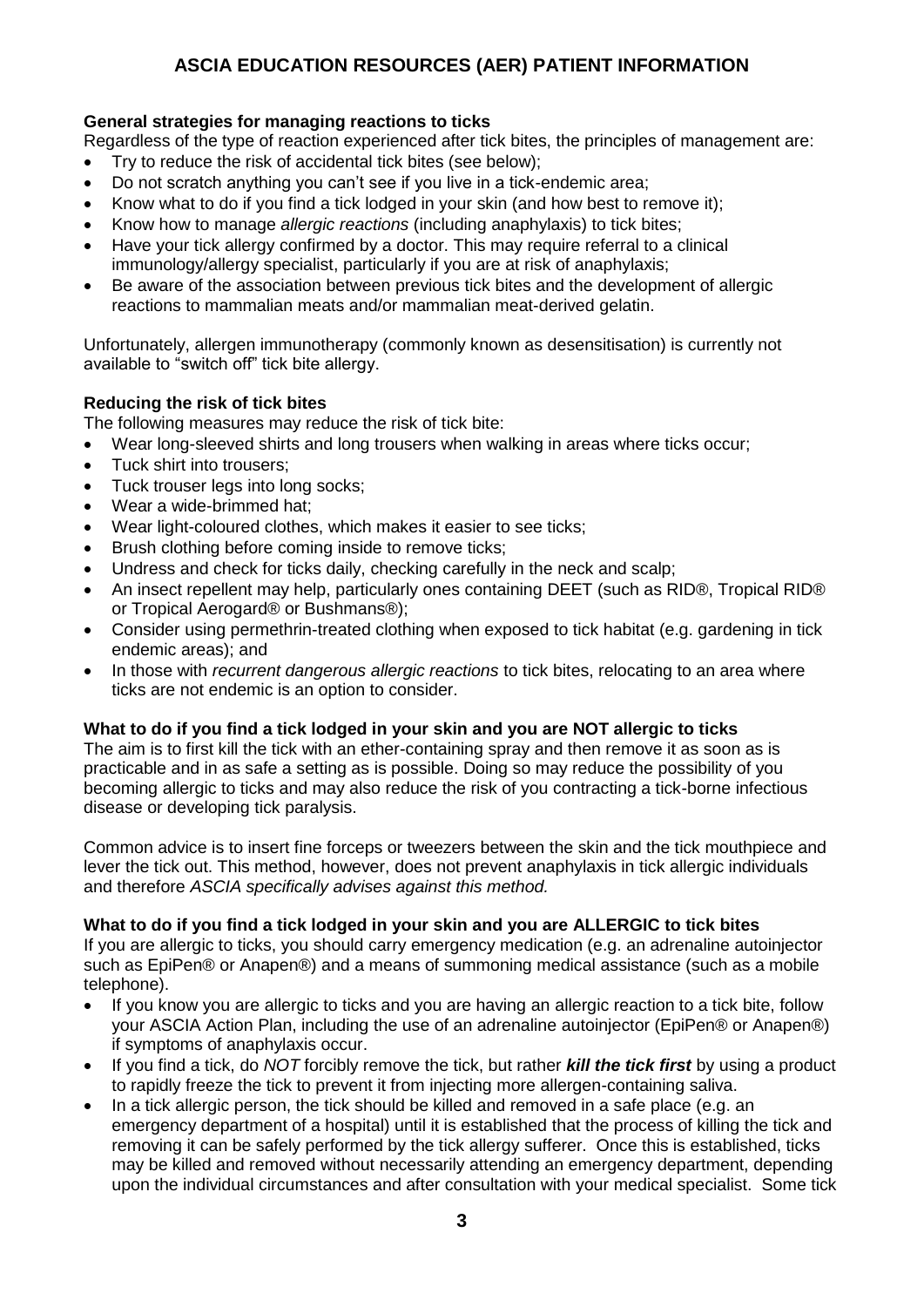**General strategies for managing reactions to ticks**

Regardless of the type of reaction experienced after tick bites, the principles of management are:

- Try to reduce the risk of accidental tick bites (see below);
- Do not scratch anything you can't see if you live in a tick-endemic area;
- Know what to do if you find a tick lodged in your skin (and how best to remove it);
- Know how to manage *allergic reactions* (including anaphylaxis) to tick bites;
- Have your tick allergy confirmed by a doctor. This may require referral to a clinical immunology/allergy specialist, particularly if you are at risk of anaphylaxis;
- Be aware of the association between previous tick bites and the development of allergic reactions to mammalian meats and/or mammalian meat-derived gelatin.

Unfortunately, allergen immunotherapy (commonly known as desensitisation) is currently not available to "switch off" tick bite allergy.

**Reducing the risk of tick bites**

The following measures may reduce the risk of tick bite:

- Wear long-sleeved shirts and long trousers when walking in areas where ticks occur;
- Tuck shirt into trousers;
- Tuck trouser legs into long socks;
- Wear a wide-brimmed hat;
- Wear light-coloured clothes, which makes it easier to see ticks;
- Brush clothing before coming inside to remove ticks;
- Undress and check for ticks daily, checking carefully in the neck and scalp;
- An insect repellent may help, particularly ones containing DEET (such as RID®, Tropical RID® or Tropical Aerogard® or Bushmans®);
- Consider using permethrin-treated clothing when exposed to tick habitat (e.g. gardening in tick endemic areas); and
- In those with *recurrent dangerous allergic reactions* to tick bites, relocating to an area where ticks are not endemic is an option to consider.

**What to do if you find a tick lodged in your skin and you are NOT allergic to ticks**

The aim is to first kill the tick with an ether-containing spray and then remove it as soon as is practicable and in as safe a setting as is possible. Doing so may reduce the possibility of you becoming allergic to ticks and may also reduce the risk of you contracting a tick-borne infectious disease or developing tick paralysis.

Common advice is to insert fine forceps or tweezers between the skin and the tick mouthpiece and lever the tick out. This method, however, does not prevent anaphylaxis in tick allergic individuals and therefore *ASCIA specifically advises against this method.*

**What to do if you find a tick lodged in your skin and you are ALLERGIC to tick bites**

If you are allergic to ticks, you should carry emergency medication (e.g. an adrenaline autoinjector such as EpiPen® or Anapen®) and a means of summoning medical assistance (such as a mobile telephone).

- If you know you are allergic to ticks and you are having an allergic reaction to a tick bite, follow your ASCIA Action Plan, including the use of an adrenaline autoinjector (EpiPen® or Anapen®) if symptoms of anaphylaxis occur.
- If you find a tick, do *NOT* forcibly remove the tick, but rather ***kill the tick first*** by using a product to rapidly freeze the tick to prevent it from injecting more allergen-containing saliva.
- In a tick allergic person, the tick should be killed and removed in a safe place (e.g. an emergency department of a hospital) until it is established that the process of killing the tick and removing it can be safely performed by the tick allergy sufferer. Once this is established, ticks may be killed and removed without necessarily attending an emergency department, depending upon the individual circumstances and after consultation with your medical specialist. Some tick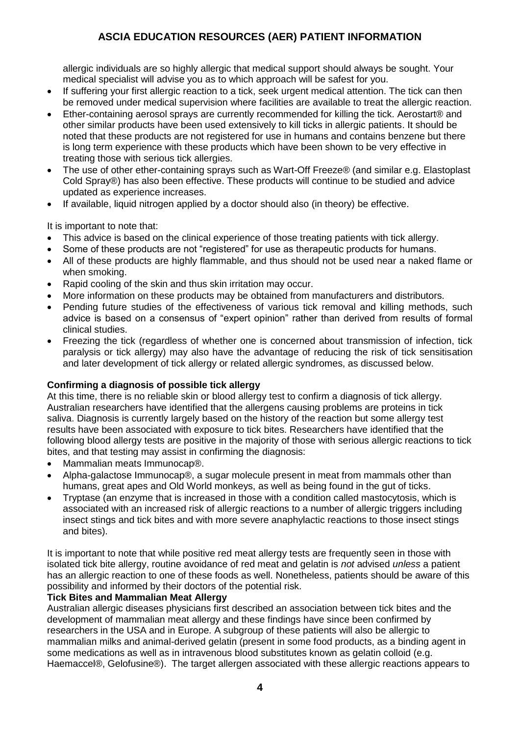allergic individuals are so highly allergic that medical support should always be sought. Your medical specialist will advise you as to which approach will be safest for you.

- If suffering your first allergic reaction to a tick, seek urgent medical attention. The tick can then be removed under medical supervision where facilities are available to treat the allergic reaction.
- Ether-containing aerosol sprays are currently recommended for killing the tick. Aerostart® and other similar products have been used extensively to kill ticks in allergic patients. It should be noted that these products are not registered for use in humans and contains benzene but there is long term experience with these products which have been shown to be very effective in treating those with serious tick allergies.
- The use of other ether-containing sprays such as Wart-Off Freeze® (and similar e.g. Elastoplast Cold Spray®) has also been effective. These products will continue to be studied and advice updated as experience increases.
- If available, liquid nitrogen applied by a doctor should also (in theory) be effective.

It is important to note that:

- This advice is based on the clinical experience of those treating patients with tick allergy.
- Some of these products are not "registered" for use as therapeutic products for humans.
- All of these products are highly flammable, and thus should not be used near a naked flame or when smoking.
- Rapid cooling of the skin and thus skin irritation may occur.
- More information on these products may be obtained from manufacturers and distributors.
- Pending future studies of the effectiveness of various tick removal and killing methods, such advice is based on a consensus of "expert opinion" rather than derived from results of formal clinical studies.
- Freezing the tick (regardless of whether one is concerned about transmission of infection, tick paralysis or tick allergy) may also have the advantage of reducing the risk of tick sensitisation and later development of tick allergy or related allergic syndromes, as discussed below.

**Confirming a diagnosis of possible tick allergy**

At this time, there is no reliable skin or blood allergy test to confirm a diagnosis of tick allergy. Australian researchers have identified that the allergens causing problems are proteins in tick saliva. Diagnosis is currently largely based on the history of the reaction but some allergy test results have been associated with exposure to tick bites. Researchers have identified that the following blood allergy tests are positive in the majority of those with serious allergic reactions to tick bites, and that testing may assist in confirming the diagnosis:

- Mammalian meats Immunocap®.
- Alpha-galactose Immunocap®, a sugar molecule present in meat from mammals other than humans, great apes and Old World monkeys, as well as being found in the gut of ticks.
- Tryptase (an enzyme that is increased in those with a condition called mastocytosis, which is associated with an increased risk of allergic reactions to a number of allergic triggers including insect stings and tick bites and with more severe anaphylactic reactions to those insect stings and bites).

It is important to note that while positive red meat allergy tests are frequently seen in those with isolated tick bite allergy, routine avoidance of red meat and gelatin is *not* advised *unless* a patient has an allergic reaction to one of these foods as well. Nonetheless, patients should be aware of this possibility and informed by their doctors of the potential risk.

**Tick Bites and Mammalian Meat Allergy**

Australian allergic diseases physicians first described an association between tick bites and the development of mammalian meat allergy and these findings have since been confirmed by researchers in the USA and in Europe. A subgroup of these patients will also be allergic to mammalian milks and animal-derived gelatin (present in some food products, as a binding agent in some medications as well as in intravenous blood substitutes known as gelatin colloid (e.g. Haemaccel®, Gelofusine®). The target allergen associated with these allergic reactions appears to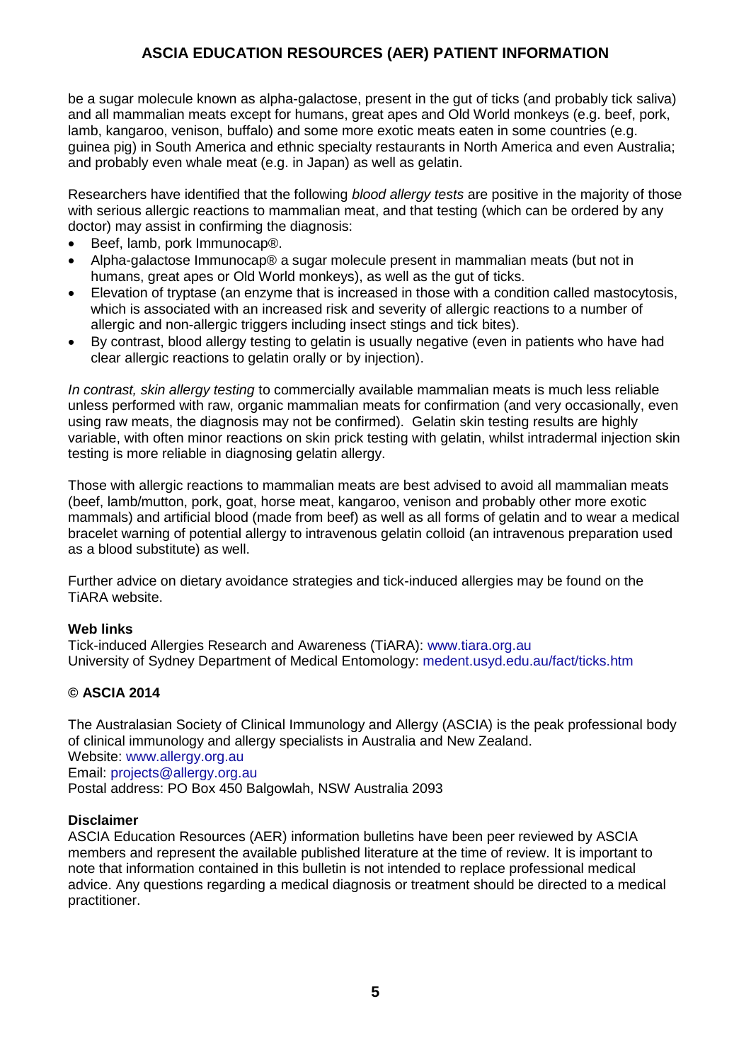be a sugar molecule known as alpha-galactose, present in the gut of ticks (and probably tick saliva) and all mammalian meats except for humans, great apes and Old World monkeys (e.g. beef, pork, lamb, kangaroo, venison, buffalo) and some more exotic meats eaten in some countries (e.g. guinea pig) in South America and ethnic specialty restaurants in North America and even Australia; and probably even whale meat (e.g. in Japan) as well as gelatin.

Researchers have identified that the following *blood allergy tests* are positive in the majority of those with serious allergic reactions to mammalian meat, and that testing (which can be ordered by any doctor) may assist in confirming the diagnosis:

- Beef, lamb, pork Immunocap®.
- Alpha-galactose Immunocap® a sugar molecule present in mammalian meats (but not in humans, great apes or Old World monkeys), as well as the gut of ticks.
- Elevation of tryptase (an enzyme that is increased in those with a condition called mastocytosis, which is associated with an increased risk and severity of allergic reactions to a number of allergic and non-allergic triggers including insect stings and tick bites).
- By contrast, blood allergy testing to gelatin is usually negative (even in patients who have had clear allergic reactions to gelatin orally or by injection).

*In contrast, skin allergy testing* to commercially available mammalian meats is much less reliable unless performed with raw, organic mammalian meats for confirmation (and very occasionally, even using raw meats, the diagnosis may not be confirmed). Gelatin skin testing results are highly variable, with often minor reactions on skin prick testing with gelatin, whilst intradermal injection skin testing is more reliable in diagnosing gelatin allergy.

Those with allergic reactions to mammalian meats are best advised to avoid all mammalian meats (beef, lamb/mutton, pork, goat, horse meat, kangaroo, venison and probably other more exotic mammals) and artificial blood (made from beef) as well as all forms of gelatin and to wear a medical bracelet warning of potential allergy to intravenous gelatin colloid (an intravenous preparation used as a blood substitute) as well.

Further advice on dietary avoidance strategies and tick-induced allergies may be found on the TiARA website.

**Web links**

Tick-induced Allergies Research and Awareness (TiARA): www.tiara.org.au
University of Sydney Department of Medical Entomology: medent.usyd.edu.au/fact/ticks.htm

**© ASCIA 2014**

The Australasian Society of Clinical Immunology and Allergy (ASCIA) is the peak professional body of clinical immunology and allergy specialists in Australia and New Zealand.
Website: www.allergy.org.au
Email: projects@allergy.org.au
Postal address: PO Box 450 Balgowlah, NSW Australia 2093

**Disclaimer**

ASCIA Education Resources (AER) information bulletins have been peer reviewed by ASCIA members and represent the available published literature at the time of review. It is important to note that information contained in this bulletin is not intended to replace professional medical advice. Any questions regarding a medical diagnosis or treatment should be directed to a medical practitioner.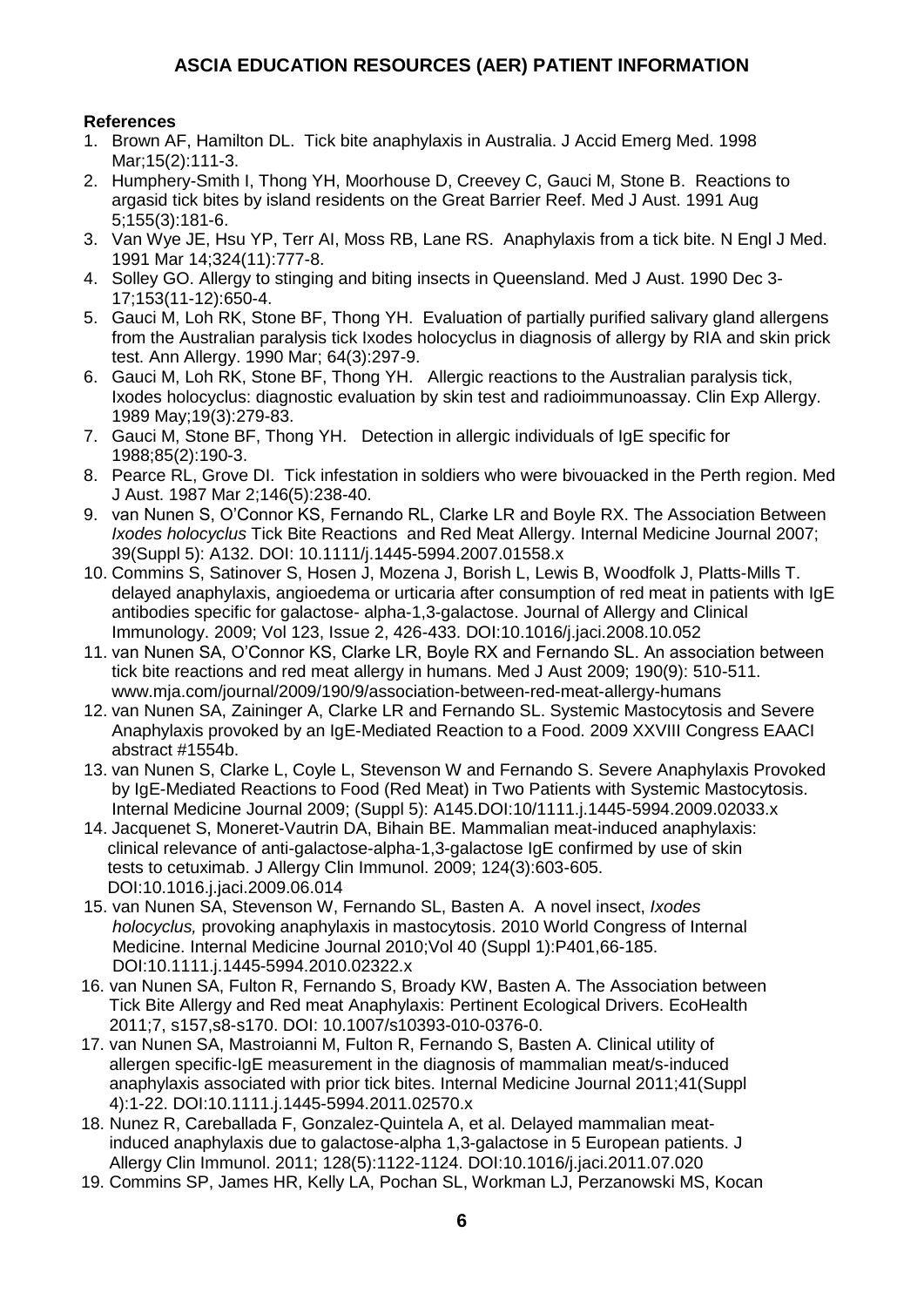**References**

1. Brown AF, Hamilton DL. Tick bite anaphylaxis in Australia. J Accid Emerg Med. 1998 Mar;15(2):111-3.
2. Humphery-Smith I, Thong YH, Moorhouse D, Creevey C, Gauci M, Stone B. Reactions to argasid tick bites by island residents on the Great Barrier Reef. Med J Aust. 1991 Aug 5;155(3):181-6.
3. Van Wye JE, Hsu YP, Terr AI, Moss RB, Lane RS. Anaphylaxis from a tick bite. N Engl J Med. 1991 Mar 14;324(11):777-8.
4. Solley GO. Allergy to stinging and biting insects in Queensland. Med J Aust. 1990 Dec 3-17;153(11-12):650-4.
5. Gauci M, Loh RK, Stone BF, Thong YH. Evaluation of partially purified salivary gland allergens from the Australian paralysis tick Ixodes holocyclus in diagnosis of allergy by RIA and skin prick test. Ann Allergy. 1990 Mar; 64(3):297-9.
6. Gauci M, Loh RK, Stone BF, Thong YH. Allergic reactions to the Australian paralysis tick, Ixodes holocyclus: diagnostic evaluation by skin test and radioimmunoassay. Clin Exp Allergy. 1989 May;19(3):279-83.
7. Gauci M, Stone BF, Thong YH. Detection in allergic individuals of IgE specific for 1988;85(2):190-3.
8. Pearce RL, Grove DI. Tick infestation in soldiers who were bivouacked in the Perth region. Med J Aust. 1987 Mar 2;146(5):238-40.
9. van Nunen S, O'Connor KS, Fernando RL, Clarke LR and Boyle RX. The Association Between *Ixodes holocyclus* Tick Bite Reactions and Red Meat Allergy. Internal Medicine Journal 2007; 39(Suppl 5): A132. DOI: 10.1111/j.1445-5994.2007.01558.x
10. Commins S, Satinover S, Hosen J, Mozena J, Borish L, Lewis B, Woodfolk J, Platts-Mills T. delayed anaphylaxis, angioedema or urticaria after consumption of red meat in patients with IgE antibodies specific for galactose- alpha-1,3-galactose. Journal of Allergy and Clinical Immunology. 2009; Vol 123, Issue 2, 426-433. DOI:10.1016/j.jaci.2008.10.052
11. van Nunen SA, O'Connor KS, Clarke LR, Boyle RX and Fernando SL. An association between tick bite reactions and red meat allergy in humans. Med J Aust 2009; 190(9): 510-511. www.mja.com/journal/2009/190/9/association-between-red-meat-allergy-humans
12. van Nunen SA, Zaininger A, Clarke LR and Fernando SL. Systemic Mastocytosis and Severe Anaphylaxis provoked by an IgE-Mediated Reaction to a Food. 2009 XXVIII Congress EAACI abstract #1554b.
13. van Nunen S, Clarke L, Coyle L, Stevenson W and Fernando S. Severe Anaphylaxis Provoked by IgE-Mediated Reactions to Food (Red Meat) in Two Patients with Systemic Mastocytosis. Internal Medicine Journal 2009; (Suppl 5): A145.DOI:10/1111.j.1445-5994.2009.02033.x
14. Jacquenet S, Moneret-Vautrin DA, Bihain BE. Mammalian meat-induced anaphylaxis: clinical relevance of anti-galactose-alpha-1,3-galactose IgE confirmed by use of skin tests to cetuximab. J Allergy Clin Immunol. 2009; 124(3):603-605. DOI:10.1016.j.jaci.2009.06.014
15. van Nunen SA, Stevenson W, Fernando SL, Basten A. A novel insect, *Ixodes holocyclus,* provoking anaphylaxis in mastocytosis. 2010 World Congress of Internal Medicine. Internal Medicine Journal 2010;Vol 40 (Suppl 1):P401,66-185. DOI:10.1111.j.1445-5994.2010.02322.x
16. van Nunen SA, Fulton R, Fernando S, Broady KW, Basten A. The Association between Tick Bite Allergy and Red meat Anaphylaxis: Pertinent Ecological Drivers. EcoHealth 2011;7, s157,s8-s170. DOI: 10.1007/s10393-010-0376-0.
17. van Nunen SA, Mastroianni M, Fulton R, Fernando S, Basten A. Clinical utility of allergen specific-IgE measurement in the diagnosis of mammalian meat/s-induced anaphylaxis associated with prior tick bites. Internal Medicine Journal 2011;41(Suppl 4):1-22. DOI:10.1111.j.1445-5994.2011.02570.x
18. Nunez R, Careballada F, Gonzalez-Quintela A, et al. Delayed mammalian meat-induced anaphylaxis due to galactose-alpha 1,3-galactose in 5 European patients. J Allergy Clin Immunol. 2011; 128(5):1122-1124. DOI:10.1016/j.jaci.2011.07.020
19. Commins SP, James HR, Kelly LA, Pochan SL, Workman LJ, Perzanowski MS, Kocan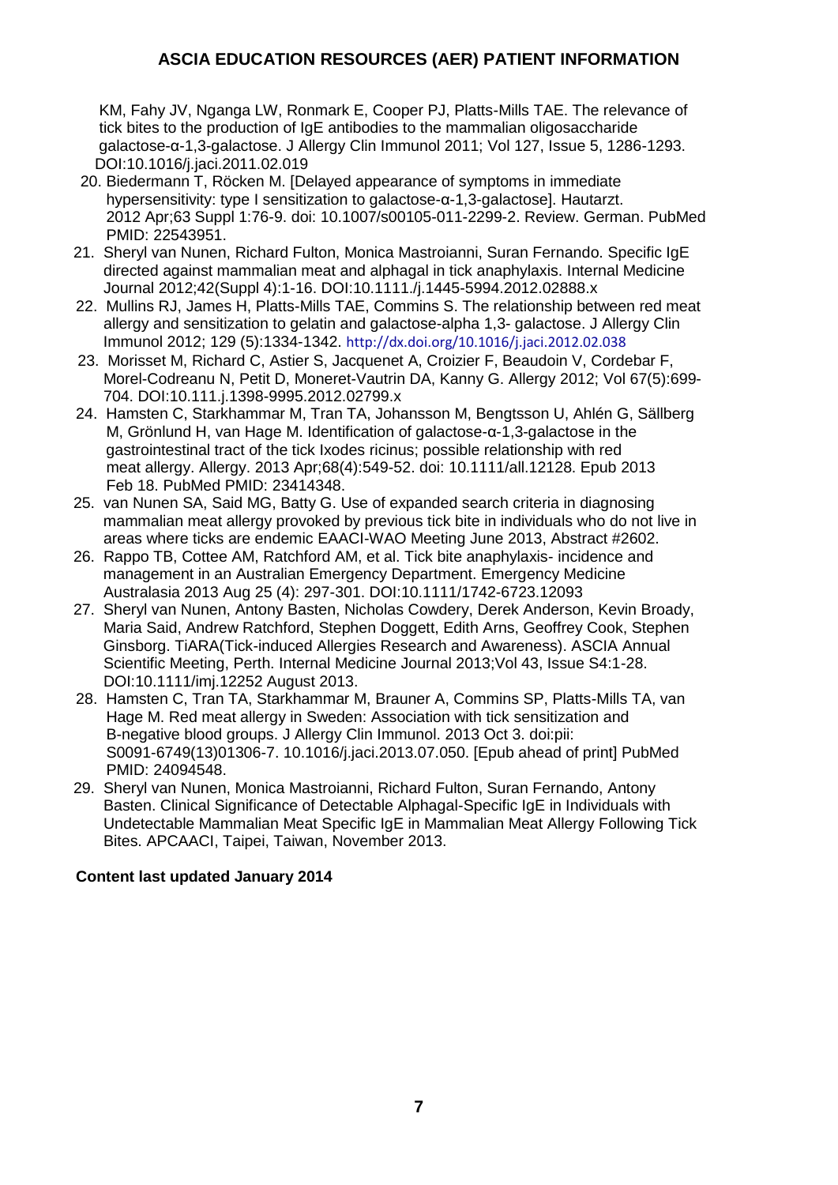KM, Fahy JV, Nganga LW, Ronmark E, Cooper PJ, Platts-Mills TAE. The relevance of tick bites to the production of IgE antibodies to the mammalian oligosaccharide galactose-α-1,3-galactose. J Allergy Clin Immunol 2011; Vol 127, Issue 5, 1286-1293. DOI:10.1016/j.jaci.2011.02.019

20. Biedermann T, Röcken M. [Delayed appearance of symptoms in immediate hypersensitivity: type I sensitization to galactose-α-1,3-galactose]. Hautarzt. 2012 Apr;63 Suppl 1:76-9. doi: 10.1007/s00105-011-2299-2. Review. German. PubMed PMID: 22543951.
21. Sheryl van Nunen, Richard Fulton, Monica Mastroianni, Suran Fernando. Specific IgE directed against mammalian meat and alphagal in tick anaphylaxis. Internal Medicine Journal 2012;42(Suppl 4):1-16. DOI:10.1111./j.1445-5994.2012.02888.x
22. Mullins RJ, James H, Platts-Mills TAE, Commins S. The relationship between red meat allergy and sensitization to gelatin and galactose-alpha 1,3- galactose. J Allergy Clin Immunol 2012; 129 (5):1334-1342. http://dx.doi.org/10.1016/j.jaci.2012.02.038
23. Morisset M, Richard C, Astier S, Jacquenet A, Croizier F, Beaudoin V, Cordebar F, Morel-Codreanu N, Petit D, Moneret-Vautrin DA, Kanny G. Allergy 2012; Vol 67(5):699-704. DOI:10.111.j.1398-9995.2012.02799.x
24. Hamsten C, Starkhammar M, Tran TA, Johansson M, Bengtsson U, Ahlén G, Sällberg M, Grönlund H, van Hage M. Identification of galactose-α-1,3-galactose in the gastrointestinal tract of the tick Ixodes ricinus; possible relationship with red meat allergy. Allergy. 2013 Apr;68(4):549-52. doi: 10.1111/all.12128. Epub 2013 Feb 18. PubMed PMID: 23414348.
25. van Nunen SA, Said MG, Batty G. Use of expanded search criteria in diagnosing mammalian meat allergy provoked by previous tick bite in individuals who do not live in areas where ticks are endemic EAACI-WAO Meeting June 2013, Abstract #2602.
26. Rappo TB, Cottee AM, Ratchford AM, et al. Tick bite anaphylaxis- incidence and management in an Australian Emergency Department. Emergency Medicine Australasia 2013 Aug 25 (4): 297-301. DOI:10.1111/1742-6723.12093
27. Sheryl van Nunen, Antony Basten, Nicholas Cowdery, Derek Anderson, Kevin Broady, Maria Said, Andrew Ratchford, Stephen Doggett, Edith Arns, Geoffrey Cook, Stephen Ginsborg. TiARA(Tick-induced Allergies Research and Awareness). ASCIA Annual Scientific Meeting, Perth. Internal Medicine Journal 2013;Vol 43, Issue S4:1-28. DOI:10.1111/imj.12252 August 2013.
28. Hamsten C, Tran TA, Starkhammar M, Brauner A, Commins SP, Platts-Mills TA, van Hage M. Red meat allergy in Sweden: Association with tick sensitization and B-negative blood groups. J Allergy Clin Immunol. 2013 Oct 3. doi:pii: S0091-6749(13)01306-7. 10.1016/j.jaci.2013.07.050. [Epub ahead of print] PubMed PMID: 24094548.
29. Sheryl van Nunen, Monica Mastroianni, Richard Fulton, Suran Fernando, Antony Basten. Clinical Significance of Detectable Alphagal-Specific IgE in Individuals with Undetectable Mammalian Meat Specific IgE in Mammalian Meat Allergy Following Tick Bites. APCAACI, Taipei, Taiwan, November 2013.

**Content last updated January 2014**